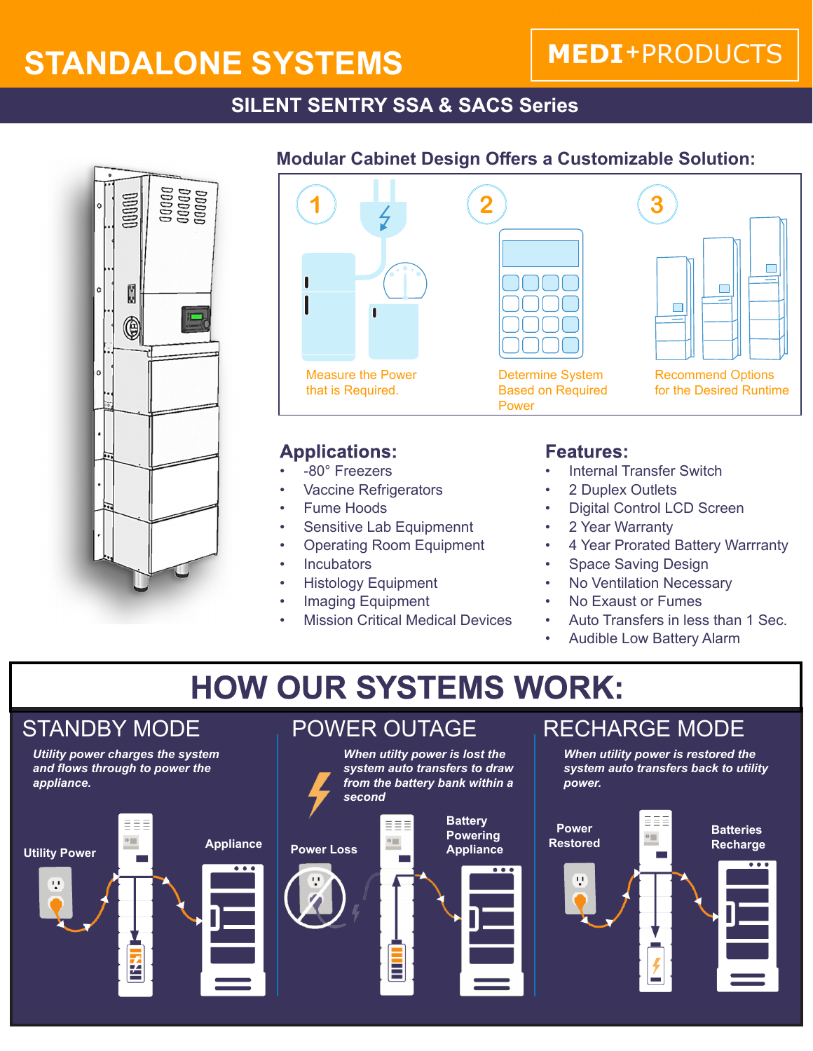# STANDALONE SYSTEMS

**MEDI+PRODUCTS**

## SILENT SENTRY SSA & SACS Series

### Modular Cabinet Design Offers a Customizable Solution:

1. Measure the Power that is Required.
2. Determine System Based on Required Power
3. Recommend Options for the Desired Runtime

### Applications:

- -80° Freezers
- Vaccine Refrigerators
- Fume Hoods
- Sensitive Lab Equipmennt
- Operating Room Equipment
- Incubators
- Histology Equipment
- Imaging Equipment
- Mission Critical Medical Devices

### Features:

- Internal Transfer Switch
- 2 Duplex Outlets
- Digital Control LCD Screen
- 2 Year Warranty
- 4 Year Prorated Battery Warrranty
- Space Saving Design
- No Ventilation Necessary
- No Exaust or Fumes
- Auto Transfers in less than 1 Sec.
- Audible Low Battery Alarm

## HOW OUR SYSTEMS WORK:

### STANDBY MODE

***Utility power charges the system and flows through to power the appliance.***

Utility Power

Appliance

### POWER OUTAGE

***When utility power is lost the system auto transfers to draw from the battery bank within a second***

Power Loss

Battery Powering Appliance

### RECHARGE MODE

***When utility power is restored the system auto transfers back to utility power.***

Power Restored

Batteries Recharge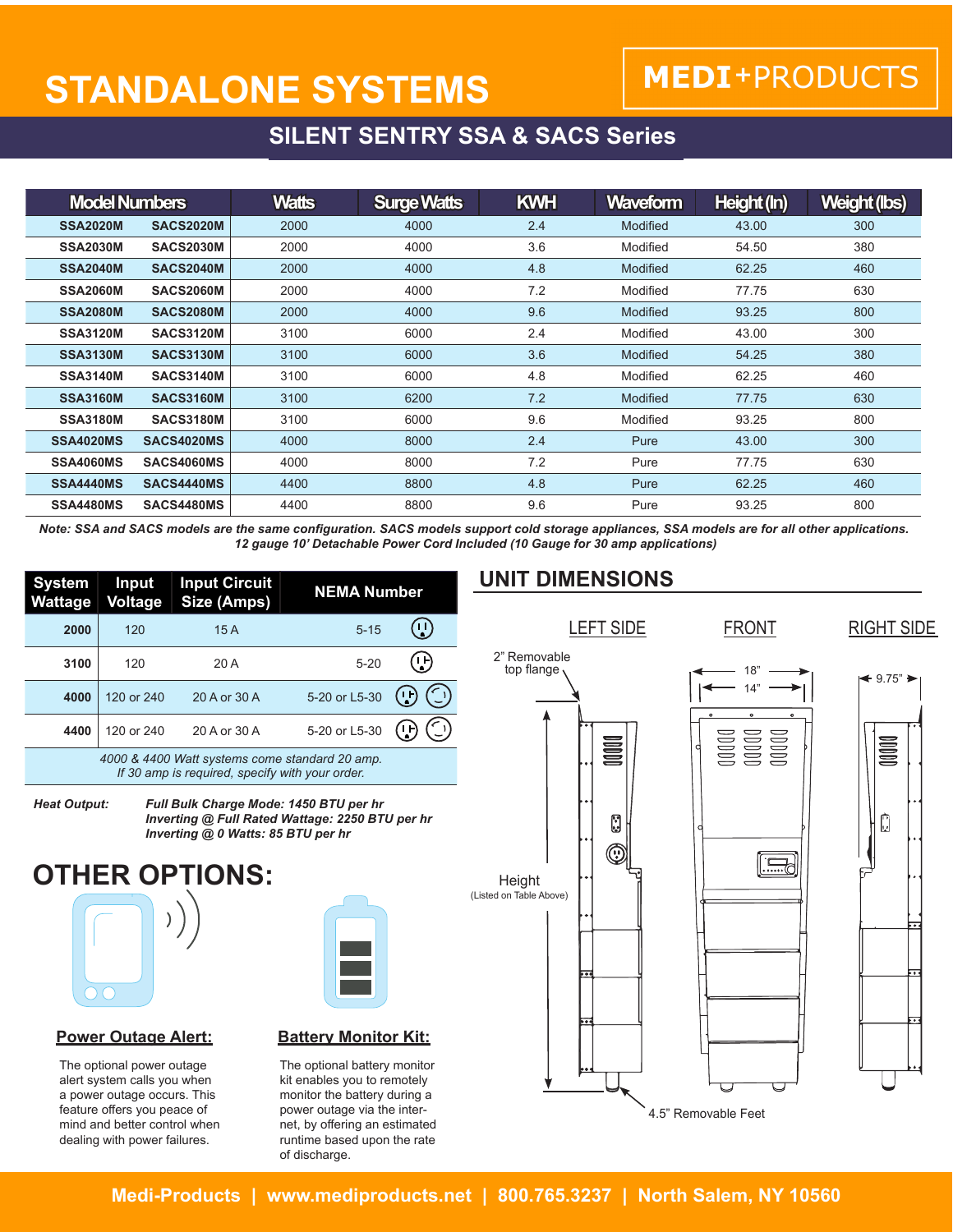# STANDALONE SYSTEMS

**MEDI+PRODUCTS**

## SILENT SENTRY SSA & SACS Series

| Model Numbers | | Watts | Surge Watts | KWH | Waveform | Height (In) | Weight (lbs) |
|---|---|---|---|---|---|---|---|
| **SSA2020M** | **SACS2020M** | 2000 | 4000 | 2.4 | Modified | 43.00 | 300 |
| **SSA2030M** | **SACS2030M** | 2000 | 4000 | 3.6 | Modified | 54.50 | 380 |
| **SSA2040M** | **SACS2040M** | 2000 | 4000 | 4.8 | Modified | 62.25 | 460 |
| **SSA2060M** | **SACS2060M** | 2000 | 4000 | 7.2 | Modified | 77.75 | 630 |
| **SSA2080M** | **SACS2080M** | 2000 | 4000 | 9.6 | Modified | 93.25 | 800 |
| **SSA3120M** | **SACS3120M** | 3100 | 6000 | 2.4 | Modified | 43.00 | 300 |
| **SSA3130M** | **SACS3130M** | 3100 | 6000 | 3.6 | Modified | 54.25 | 380 |
| **SSA3140M** | **SACS3140M** | 3100 | 6000 | 4.8 | Modified | 62.25 | 460 |
| **SSA3160M** | **SACS3160M** | 3100 | 6200 | 7.2 | Modified | 77.75 | 630 |
| **SSA3180M** | **SACS3180M** | 3100 | 6000 | 9.6 | Modified | 93.25 | 800 |
| **SSA4020MS** | **SACS4020MS** | 4000 | 8000 | 2.4 | Pure | 43.00 | 300 |
| **SSA4060MS** | **SACS4060MS** | 4000 | 8000 | 7.2 | Pure | 77.75 | 630 |
| **SSA4440MS** | **SACS4440MS** | 4400 | 8800 | 4.8 | Pure | 62.25 | 460 |
| **SSA4480MS** | **SACS4480MS** | 4400 | 8800 | 9.6 | Pure | 93.25 | 800 |

*Note: SSA and SACS models are the same configuration. SACS models support cold storage appliances, SSA models are for all other applications.*
*12 gauge 10' Detachable Power Cord Included (10 Gauge for 30 amp applications)*

| System Wattage | Input Voltage | Input Circuit Size (Amps) | NEMA Number |
|---|---|---|---|
| **2000** | 120 | 15 A | 5-15 |
| **3100** | 120 | 20 A | 5-20 |
| **4000** | 120 or 240 | 20 A or 30 A | 5-20 or L5-30 |
| **4400** | 120 or 240 | 20 A or 30 A | 5-20 or L5-30 |

*4000 & 4400 Watt systems come standard 20 amp.*
*If 30 amp is required, specify with your order.*

***Heat Output:***

***Full Bulk Charge Mode: 1450 BTU per hr***
***Inverting @ Full Rated Wattage: 2250 BTU per hr***
***Inverting @ 0 Watts: 85 BTU per hr***

## UNIT DIMENSIONS

LEFT SIDE

FRONT

RIGHT SIDE

2" Removable top flange

18"

14"

9.75"

Height
(Listed on Table Above)

4.5" Removable Feet

# OTHER OPTIONS:

### Power Outage Alert:

The optional power outage alert system calls you when a power outage occurs. This feature offers you peace of mind and better control when dealing with power failures.

### Battery Monitor Kit:

The optional battery monitor kit enables you to remotely monitor the battery during a power outage via the internet, by offering an estimated runtime based upon the rate of discharge.

**Medi-Products | www.mediproducts.net | 800.765.3237 | North Salem, NY 10560**